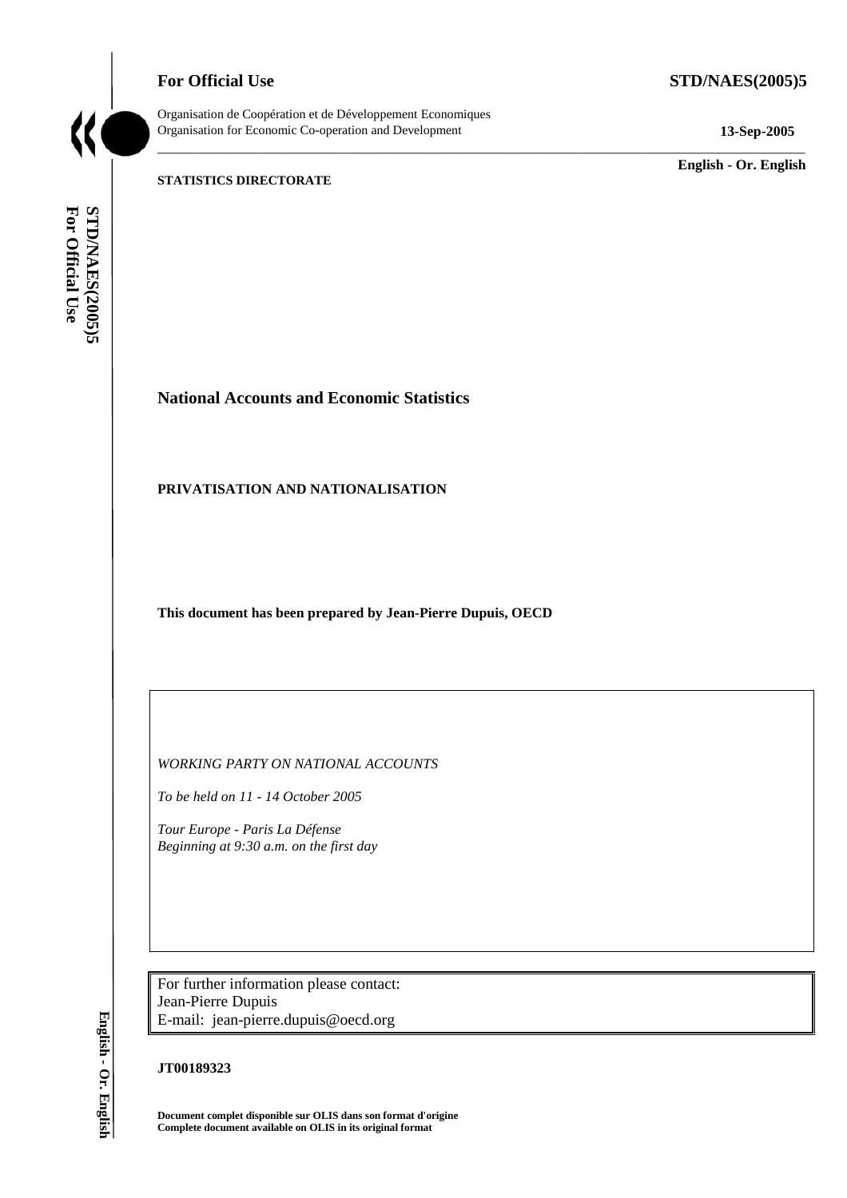**For Official Use** **STD/NAES(2005)5**

Organisation de Coopération et de Développement Economiques
Organisation for Economic Co-operation and Development

**13-Sep-2005**

**English - Or. English**

**STATISTICS DIRECTORATE**

# National Accounts and Economic Statistics

## PRIVATISATION AND NATIONALISATION

**This document has been prepared by Jean-Pierre Dupuis, OECD**

*WORKING PARTY ON NATIONAL ACCOUNTS*

*To be held on 11 - 14 October 2005*

*Tour Europe - Paris La Défense*
*Beginning at 9:30 a.m. on the first day*

For further information please contact:
Jean-Pierre Dupuis
E-mail: jean-pierre.dupuis@oecd.org

**JT00189323**

**Document complet disponible sur OLIS dans son format d'origine**
**Complete document available on OLIS in its original format**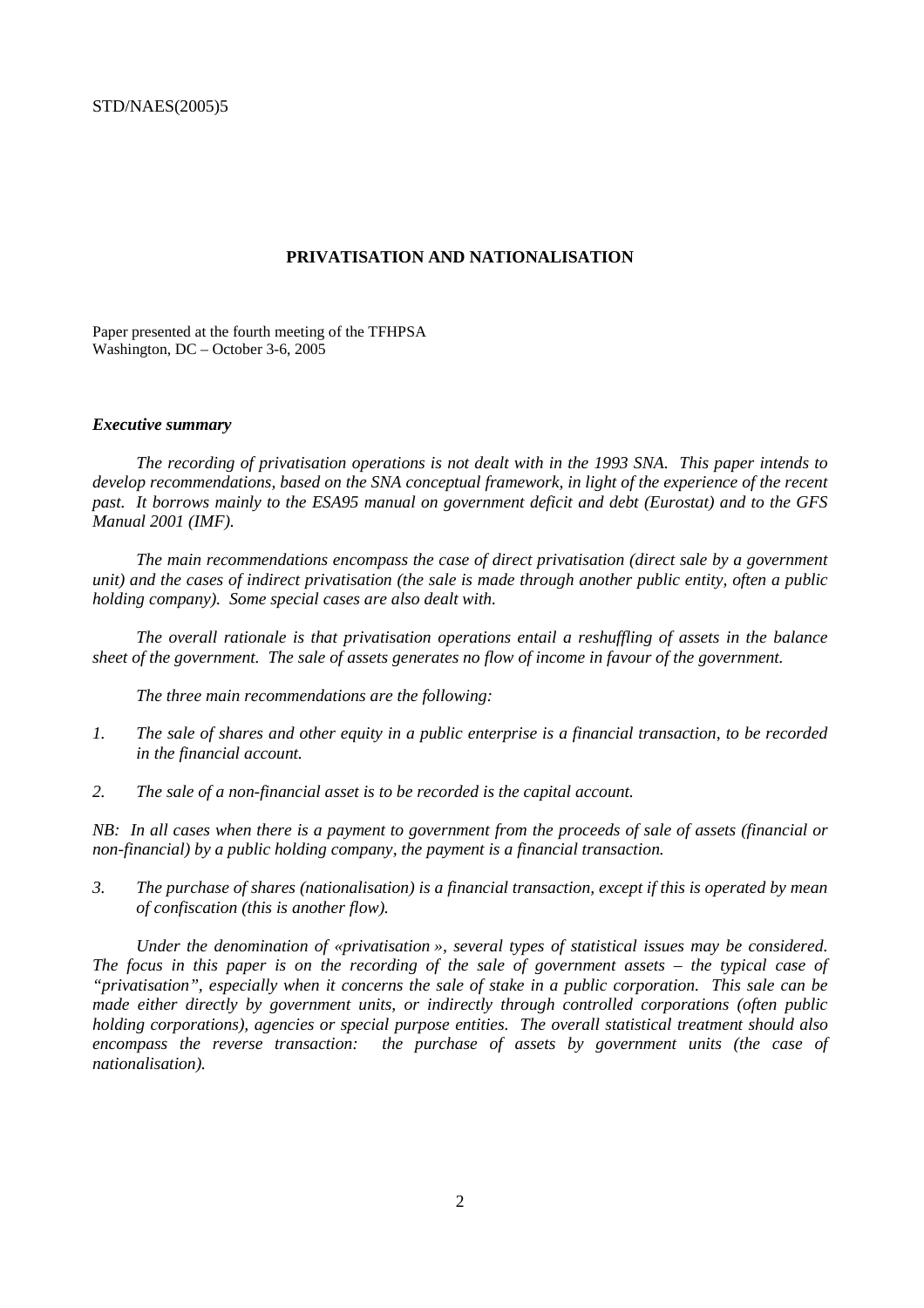## PRIVATISATION AND NATIONALISATION

Paper presented at the fourth meeting of the TFHPSA
Washington, DC – October 3-6, 2005

### *Executive summary*

*The recording of privatisation operations is not dealt with in the 1993 SNA. This paper intends to develop recommendations, based on the SNA conceptual framework, in light of the experience of the recent past. It borrows mainly to the ESA95 manual on government deficit and debt (Eurostat) and to the GFS Manual 2001 (IMF).*

*The main recommendations encompass the case of direct privatisation (direct sale by a government unit) and the cases of indirect privatisation (the sale is made through another public entity, often a public holding company). Some special cases are also dealt with.*

*The overall rationale is that privatisation operations entail a reshuffling of assets in the balance sheet of the government. The sale of assets generates no flow of income in favour of the government.*

*The three main recommendations are the following:*

1. *The sale of shares and other equity in a public enterprise is a financial transaction, to be recorded in the financial account.*

2. *The sale of a non-financial asset is to be recorded is the capital account.*

*NB: In all cases when there is a payment to government from the proceeds of sale of assets (financial or non-financial) by a public holding company, the payment is a financial transaction.*

3. *The purchase of shares (nationalisation) is a financial transaction, except if this is operated by mean of confiscation (this is another flow).*

*Under the denomination of «privatisation », several types of statistical issues may be considered. The focus in this paper is on the recording of the sale of government assets – the typical case of "privatisation", especially when it concerns the sale of stake in a public corporation. This sale can be made either directly by government units, or indirectly through controlled corporations (often public holding corporations), agencies or special purpose entities. The overall statistical treatment should also encompass the reverse transaction: the purchase of assets by government units (the case of nationalisation).*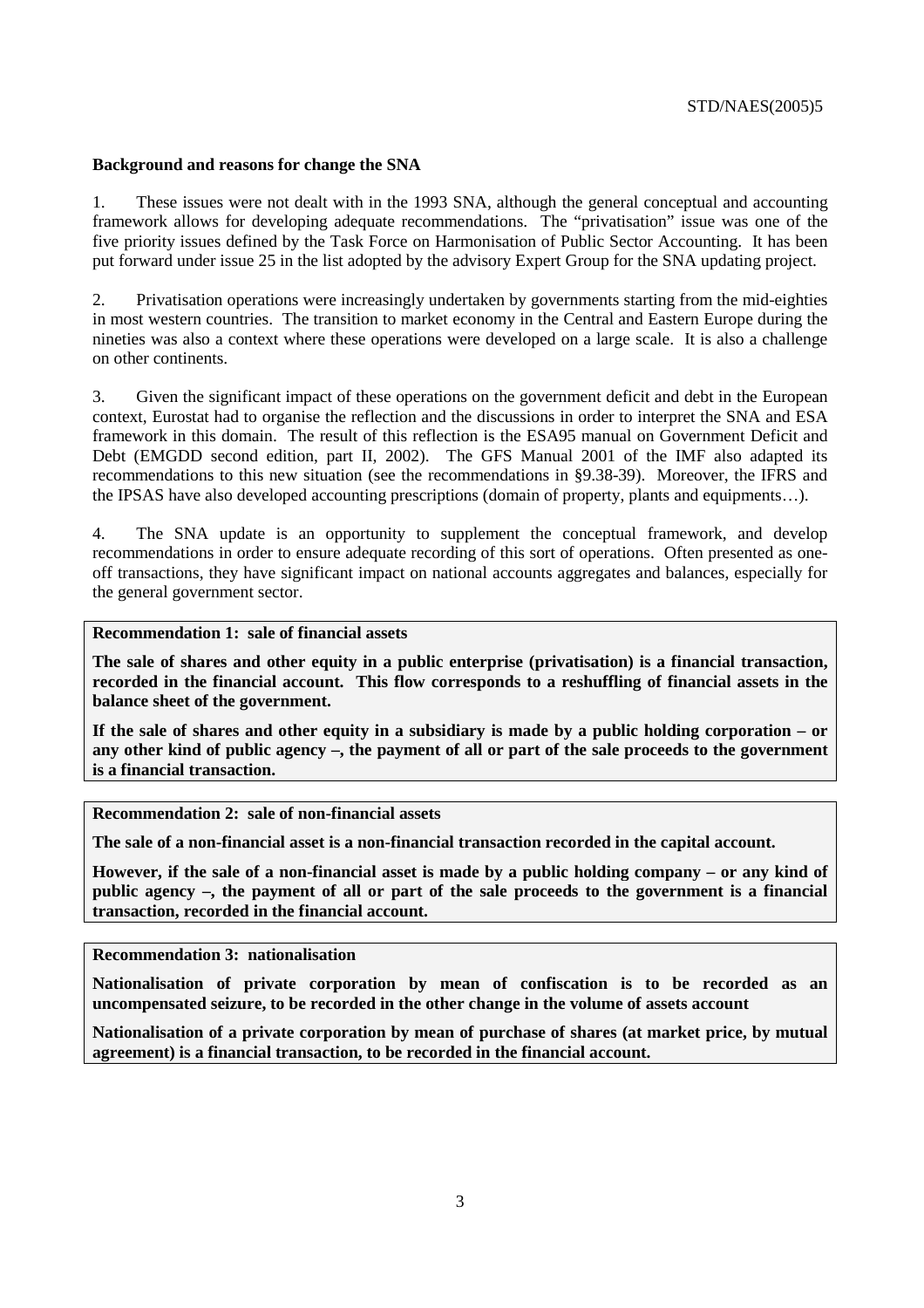**Background and reasons for change the SNA**

1. These issues were not dealt with in the 1993 SNA, although the general conceptual and accounting framework allows for developing adequate recommendations. The "privatisation" issue was one of the five priority issues defined by the Task Force on Harmonisation of Public Sector Accounting. It has been put forward under issue 25 in the list adopted by the advisory Expert Group for the SNA updating project.

2. Privatisation operations were increasingly undertaken by governments starting from the mid-eighties in most western countries. The transition to market economy in the Central and Eastern Europe during the nineties was also a context where these operations were developed on a large scale. It is also a challenge on other continents.

3. Given the significant impact of these operations on the government deficit and debt in the European context, Eurostat had to organise the reflection and the discussions in order to interpret the SNA and ESA framework in this domain. The result of this reflection is the ESA95 manual on Government Deficit and Debt (EMGDD second edition, part II, 2002). The GFS Manual 2001 of the IMF also adapted its recommendations to this new situation (see the recommendations in §9.38-39). Moreover, the IFRS and the IPSAS have also developed accounting prescriptions (domain of property, plants and equipments…).

4. The SNA update is an opportunity to supplement the conceptual framework, and develop recommendations in order to ensure adequate recording of this sort of operations. Often presented as one-off transactions, they have significant impact on national accounts aggregates and balances, especially for the general government sector.

**Recommendation 1: sale of financial assets**

**The sale of shares and other equity in a public enterprise (privatisation) is a financial transaction, recorded in the financial account. This flow corresponds to a reshuffling of financial assets in the balance sheet of the government.**

**If the sale of shares and other equity in a subsidiary is made by a public holding corporation – or any other kind of public agency –, the payment of all or part of the sale proceeds to the government is a financial transaction.**

**Recommendation 2: sale of non-financial assets**

**The sale of a non-financial asset is a non-financial transaction recorded in the capital account.**

**However, if the sale of a non-financial asset is made by a public holding company – or any kind of public agency –, the payment of all or part of the sale proceeds to the government is a financial transaction, recorded in the financial account.**

**Recommendation 3: nationalisation**

**Nationalisation of private corporation by mean of confiscation is to be recorded as an uncompensated seizure, to be recorded in the other change in the volume of assets account**

**Nationalisation of a private corporation by mean of purchase of shares (at market price, by mutual agreement) is a financial transaction, to be recorded in the financial account.**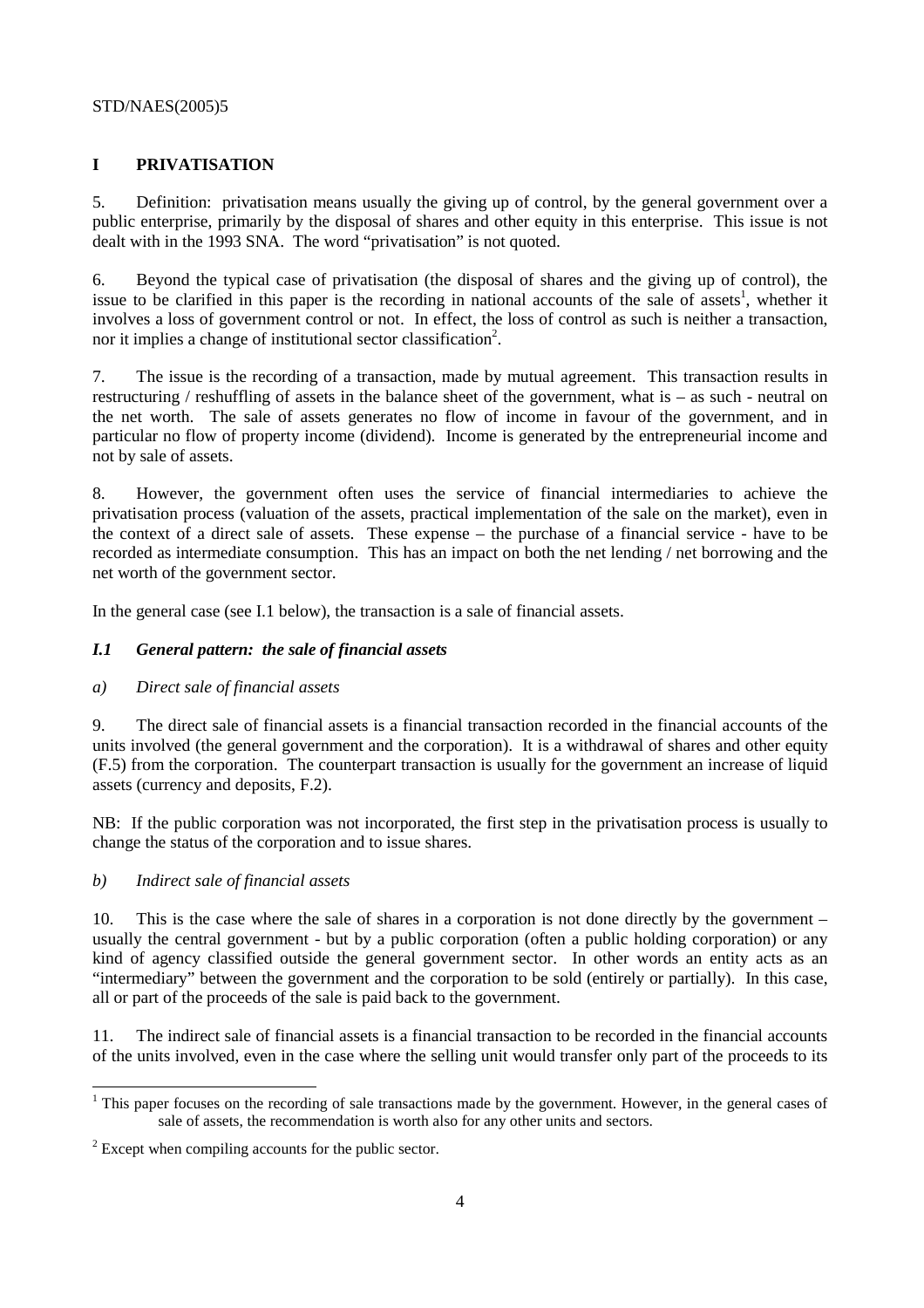# I PRIVATISATION

5. Definition: privatisation means usually the giving up of control, by the general government over a public enterprise, primarily by the disposal of shares and other equity in this enterprise. This issue is not dealt with in the 1993 SNA. The word "privatisation" is not quoted.

6. Beyond the typical case of privatisation (the disposal of shares and the giving up of control), the issue to be clarified in this paper is the recording in national accounts of the sale of assets[1], whether it involves a loss of government control or not. In effect, the loss of control as such is neither a transaction, nor it implies a change of institutional sector classification[2].

7. The issue is the recording of a transaction, made by mutual agreement. This transaction results in restructuring / reshuffling of assets in the balance sheet of the government, what is – as such - neutral on the net worth. The sale of assets generates no flow of income in favour of the government, and in particular no flow of property income (dividend). Income is generated by the entrepreneurial income and not by sale of assets.

8. However, the government often uses the service of financial intermediaries to achieve the privatisation process (valuation of the assets, practical implementation of the sale on the market), even in the context of a direct sale of assets. These expense – the purchase of a financial service - have to be recorded as intermediate consumption. This has an impact on both the net lending / net borrowing and the net worth of the government sector.

In the general case (see I.1 below), the transaction is a sale of financial assets.

## *I.1 General pattern: the sale of financial assets*

### *a) Direct sale of financial assets*

9. The direct sale of financial assets is a financial transaction recorded in the financial accounts of the units involved (the general government and the corporation). It is a withdrawal of shares and other equity (F.5) from the corporation. The counterpart transaction is usually for the government an increase of liquid assets (currency and deposits, F.2).

NB: If the public corporation was not incorporated, the first step in the privatisation process is usually to change the status of the corporation and to issue shares.

### *b) Indirect sale of financial assets*

10. This is the case where the sale of shares in a corporation is not done directly by the government – usually the central government - but by a public corporation (often a public holding corporation) or any kind of agency classified outside the general government sector. In other words an entity acts as an "intermediary" between the government and the corporation to be sold (entirely or partially). In this case, all or part of the proceeds of the sale is paid back to the government.

11. The indirect sale of financial assets is a financial transaction to be recorded in the financial accounts of the units involved, even in the case where the selling unit would transfer only part of the proceeds to its

---

[1] This paper focuses on the recording of sale transactions made by the government. However, in the general cases of sale of assets, the recommendation is worth also for any other units and sectors.

[2] Except when compiling accounts for the public sector.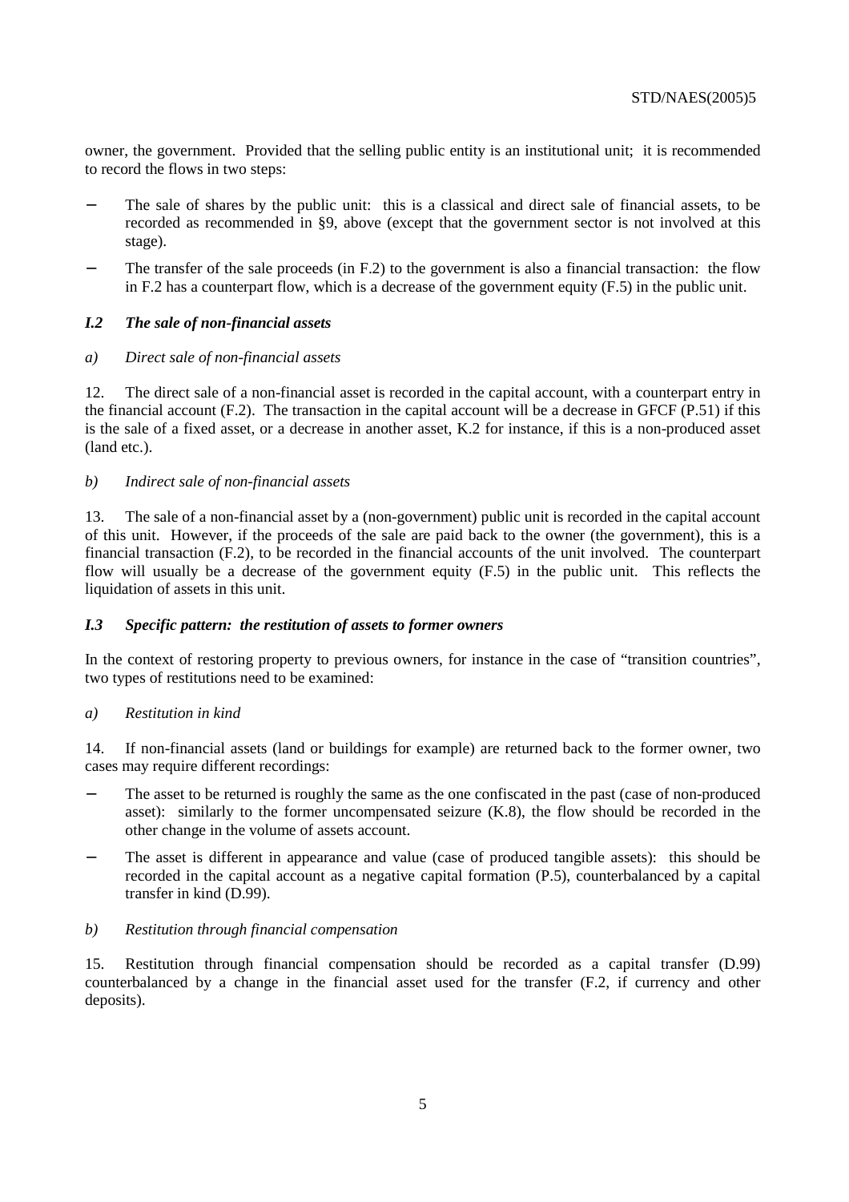owner, the government. Provided that the selling public entity is an institutional unit; it is recommended to record the flows in two steps:

- The sale of shares by the public unit: this is a classical and direct sale of financial assets, to be recorded as recommended in §9, above (except that the government sector is not involved at this stage).
- The transfer of the sale proceeds (in F.2) to the government is also a financial transaction: the flow in F.2 has a counterpart flow, which is a decrease of the government equity (F.5) in the public unit.

### *I.2 The sale of non-financial assets*

*a) Direct sale of non-financial assets*

12. The direct sale of a non-financial asset is recorded in the capital account, with a counterpart entry in the financial account (F.2). The transaction in the capital account will be a decrease in GFCF (P.51) if this is the sale of a fixed asset, or a decrease in another asset, K.2 for instance, if this is a non-produced asset (land etc.).

*b) Indirect sale of non-financial assets*

13. The sale of a non-financial asset by a (non-government) public unit is recorded in the capital account of this unit. However, if the proceeds of the sale are paid back to the owner (the government), this is a financial transaction (F.2), to be recorded in the financial accounts of the unit involved. The counterpart flow will usually be a decrease of the government equity (F.5) in the public unit. This reflects the liquidation of assets in this unit.

### *I.3 Specific pattern: the restitution of assets to former owners*

In the context of restoring property to previous owners, for instance in the case of "transition countries", two types of restitutions need to be examined:

*a) Restitution in kind*

14. If non-financial assets (land or buildings for example) are returned back to the former owner, two cases may require different recordings:

- The asset to be returned is roughly the same as the one confiscated in the past (case of non-produced asset): similarly to the former uncompensated seizure (K.8), the flow should be recorded in the other change in the volume of assets account.
- The asset is different in appearance and value (case of produced tangible assets): this should be recorded in the capital account as a negative capital formation (P.5), counterbalanced by a capital transfer in kind (D.99).

*b) Restitution through financial compensation*

15. Restitution through financial compensation should be recorded as a capital transfer (D.99) counterbalanced by a change in the financial asset used for the transfer (F.2, if currency and other deposits).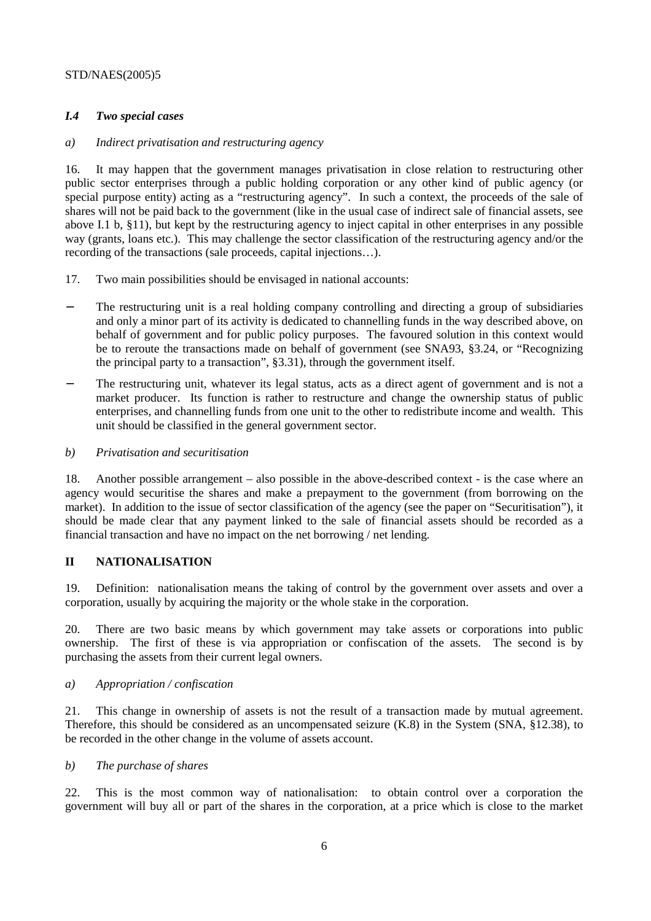### *I.4 Two special cases*

*a) Indirect privatisation and restructuring agency*

16. It may happen that the government manages privatisation in close relation to restructuring other public sector enterprises through a public holding corporation or any other kind of public agency (or special purpose entity) acting as a "restructuring agency". In such a context, the proceeds of the sale of shares will not be paid back to the government (like in the usual case of indirect sale of financial assets, see above I.1 b, §11), but kept by the restructuring agency to inject capital in other enterprises in any possible way (grants, loans etc.). This may challenge the sector classification of the restructuring agency and/or the recording of the transactions (sale proceeds, capital injections…).

17. Two main possibilities should be envisaged in national accounts:

- The restructuring unit is a real holding company controlling and directing a group of subsidiaries and only a minor part of its activity is dedicated to channelling funds in the way described above, on behalf of government and for public policy purposes. The favoured solution in this context would be to reroute the transactions made on behalf of government (see SNA93, §3.24, or "Recognizing the principal party to a transaction", §3.31), through the government itself.
- The restructuring unit, whatever its legal status, acts as a direct agent of government and is not a market producer. Its function is rather to restructure and change the ownership status of public enterprises, and channelling funds from one unit to the other to redistribute income and wealth. This unit should be classified in the general government sector.

*b) Privatisation and securitisation*

18. Another possible arrangement – also possible in the above-described context - is the case where an agency would securitise the shares and make a prepayment to the government (from borrowing on the market). In addition to the issue of sector classification of the agency (see the paper on "Securitisation"), it should be made clear that any payment linked to the sale of financial assets should be recorded as a financial transaction and have no impact on the net borrowing / net lending.

## II NATIONALISATION

19. Definition: nationalisation means the taking of control by the government over assets and over a corporation, usually by acquiring the majority or the whole stake in the corporation.

20. There are two basic means by which government may take assets or corporations into public ownership. The first of these is via appropriation or confiscation of the assets. The second is by purchasing the assets from their current legal owners.

*a) Appropriation / confiscation*

21. This change in ownership of assets is not the result of a transaction made by mutual agreement. Therefore, this should be considered as an uncompensated seizure (K.8) in the System (SNA, §12.38), to be recorded in the other change in the volume of assets account.

*b) The purchase of shares*

22. This is the most common way of nationalisation: to obtain control over a corporation the government will buy all or part of the shares in the corporation, at a price which is close to the market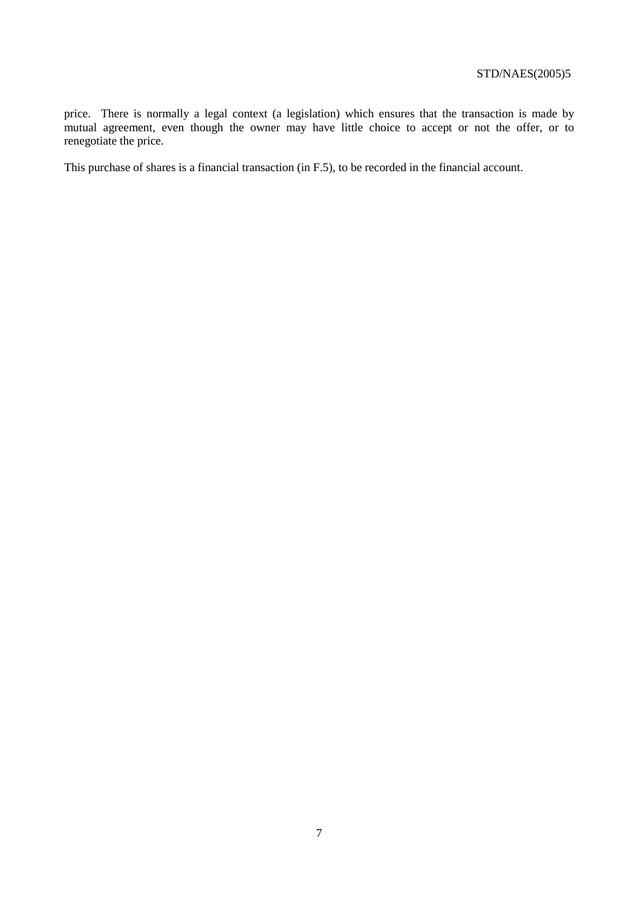price. There is normally a legal context (a legislation) which ensures that the transaction is made by mutual agreement, even though the owner may have little choice to accept or not the offer, or to renegotiate the price.

This purchase of shares is a financial transaction (in F.5), to be recorded in the financial account.